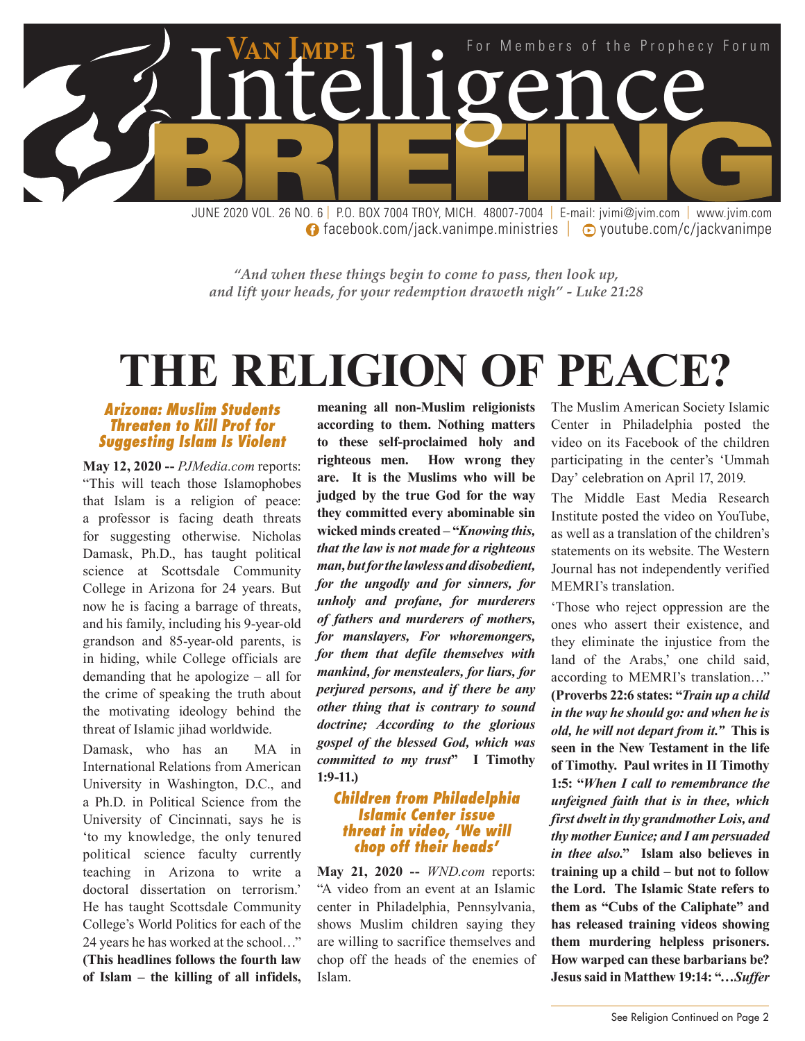# Van Impe Intelligence BRIEFING

For Members of the Prophecy Forum

JUNE 2020 VOL. 26 NO. 6 | P.O. BOX 7004 TROY, MICH. 48007-7004 | E-mail: jvimi@jvim.com | www.jvim.com
facebook.com/jack.vanimpe.ministries | youtube.com/c/jackvanimpe

*"And when these things begin to come to pass, then look up, and lift your heads, for your redemption draweth nigh" - Luke 21:28*

# THE RELIGION OF PEACE?

### *Arizona: Muslim Students Threaten to Kill Prof for Suggesting Islam Is Violent*

**May 12, 2020 --** *PJMedia.com* reports: "This will teach those Islamophobes that Islam is a religion of peace: a professor is facing death threats for suggesting otherwise. Nicholas Damask, Ph.D., has taught political science at Scottsdale Community College in Arizona for 24 years. But now he is facing a barrage of threats, and his family, including his 9-year-old grandson and 85-year-old parents, is in hiding, while College officials are demanding that he apologize – all for the crime of speaking the truth about the motivating ideology behind the threat of Islamic jihad worldwide.

Damask, who has an MA in International Relations from American University in Washington, D.C., and a Ph.D. in Political Science from the University of Cincinnati, says he is 'to my knowledge, the only tenured political science faculty currently teaching in Arizona to write a doctoral dissertation on terrorism.' He has taught Scottsdale Community College's World Politics for each of the 24 years he has worked at the school…" **(This headlines follows the fourth law of Islam – the killing of all infidels, meaning all non-Muslim religionists according to them. Nothing matters to these self-proclaimed holy and righteous men. How wrong they are. It is the Muslims who will be judged by the true God for the way they committed every abominable sin wicked minds created – "*Knowing this, that the law is not made for a righteous man, but for the lawless and disobedient, for the ungodly and for sinners, for unholy and profane, for murderers of fathers and murderers of mothers, for manslayers, For whoremongers, for them that defile themselves with mankind, for menstealers, for liars, for perjured persons, and if there be any other thing that is contrary to sound doctrine; According to the glorious gospel of the blessed God, which was committed to my trust*" I Timothy 1:9-11.)**

### *Children from Philadelphia Islamic Center issue threat in video, 'We will chop off their heads'*

**May 21, 2020 --** *WND.com* reports: "A video from an event at an Islamic center in Philadelphia, Pennsylvania, shows Muslim children saying they are willing to sacrifice themselves and chop off the heads of the enemies of Islam.

The Muslim American Society Islamic Center in Philadelphia posted the video on its Facebook of the children participating in the center's 'Ummah Day' celebration on April 17, 2019.

The Middle East Media Research Institute posted the video on YouTube, as well as a translation of the children's statements on its website. The Western Journal has not independently verified MEMRI's translation.

'Those who reject oppression are the ones who assert their existence, and they eliminate the injustice from the land of the Arabs,' one child said, according to MEMRI's translation…" **(Proverbs 22:6 states: "*Train up a child in the way he should go: and when he is old, he will not depart from it.*" This is seen in the New Testament in the life of Timothy. Paul writes in II Timothy 1:5: "*When I call to remembrance the unfeigned faith that is in thee, which first dwelt in thy grandmother Lois, and thy mother Eunice; and I am persuaded in thee also.*" Islam also believes in training up a child – but not to follow the Lord. The Islamic State refers to them as "Cubs of the Caliphate" and has released training videos showing them murdering helpless prisoners. How warped can these barbarians be? Jesus said in Matthew 19:14: "…*Suffer***

See Religion Continued on Page 2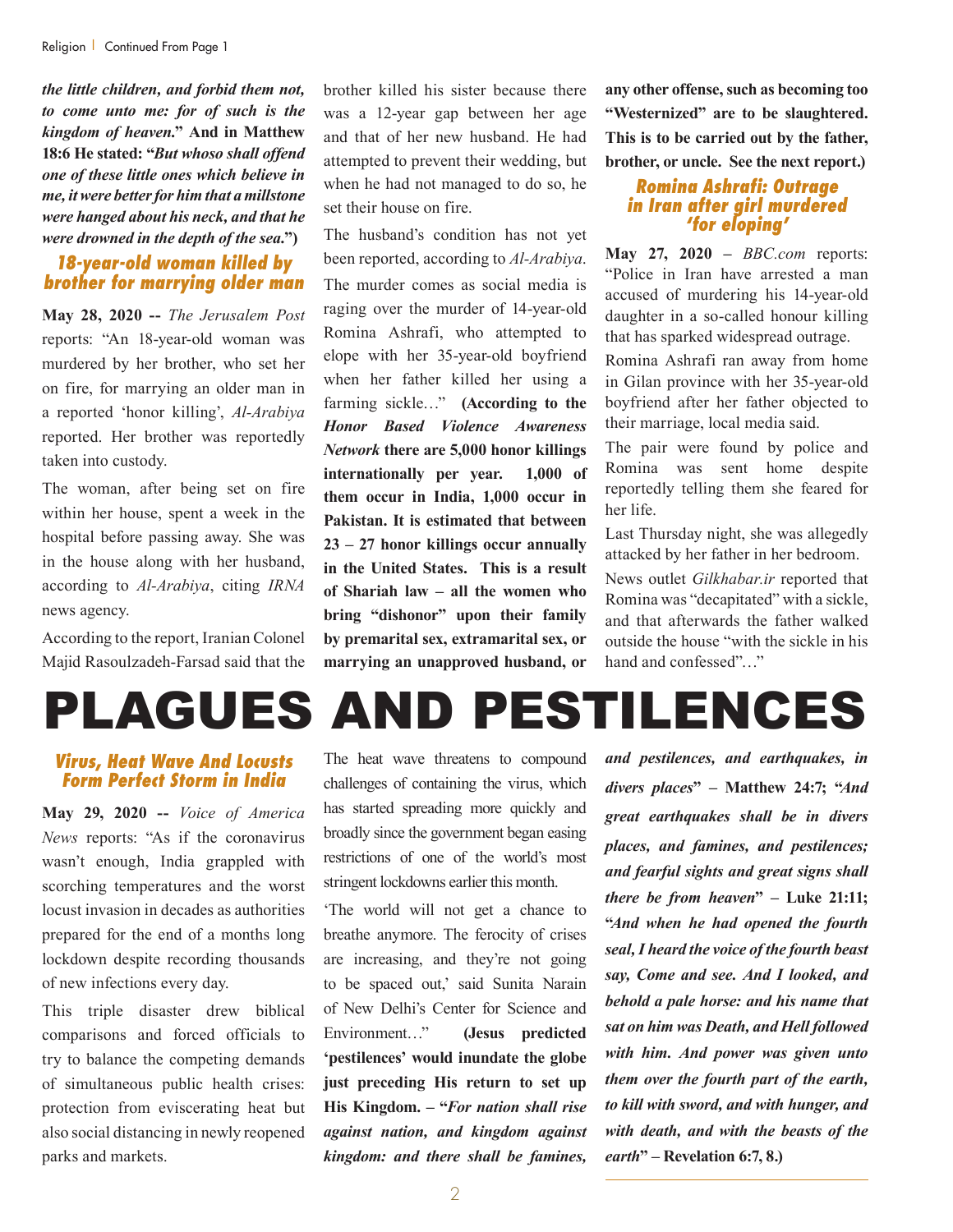***the little children, and forbid them not, to come unto me: for of such is the kingdom of heaven.*" And in Matthew 18:6 He stated: "*But whoso shall offend one of these little ones which believe in me, it were better for him that a millstone were hanged about his neck, and that he were drowned in the depth of the sea.*")**

### 18-year-old woman killed by brother for marrying older man

**May 28, 2020 --** *The Jerusalem Post* reports: "An 18-year-old woman was murdered by her brother, who set her on fire, for marrying an older man in a reported 'honor killing', *Al-Arabiya* reported. Her brother was reportedly taken into custody.

The woman, after being set on fire within her house, spent a week in the hospital before passing away. She was in the house along with her husband, according to *Al-Arabiya*, citing *IRNA* news agency.

According to the report, Iranian Colonel Majid Rasoulzadeh-Farsad said that the brother killed his sister because there was a 12-year gap between her age and that of her new husband. He had attempted to prevent their wedding, but when he had not managed to do so, he set their house on fire.

The husband's condition has not yet been reported, according to *Al-Arabiya*.

The murder comes as social media is raging over the murder of 14-year-old Romina Ashrafi, who attempted to elope with her 35-year-old boyfriend when her father killed her using a farming sickle…" **(According to the *Honor Based Violence Awareness Network* there are 5,000 honor killings internationally per year. 1,000 of them occur in India, 1,000 occur in Pakistan. It is estimated that between 23 – 27 honor killings occur annually in the United States. This is a result of Shariah law – all the women who bring "dishonor" upon their family by premarital sex, extramarital sex, or marrying an unapproved husband, or any other offense, such as becoming too "Westernized" are to be slaughtered. This is to be carried out by the father, brother, or uncle. See the next report.)**

### Romina Ashrafi: Outrage in Iran after girl murdered 'for eloping'

**May 27, 2020 –** *BBC.com* reports: "Police in Iran have arrested a man accused of murdering his 14-year-old daughter in a so-called honour killing that has sparked widespread outrage.

Romina Ashrafi ran away from home in Gilan province with her 35-year-old boyfriend after her father objected to their marriage, local media said.

The pair were found by police and Romina was sent home despite reportedly telling them she feared for her life.

Last Thursday night, she was allegedly attacked by her father in her bedroom.

News outlet *Gilkhabar.ir* reported that Romina was "decapitated" with a sickle, and that afterwards the father walked outside the house "with the sickle in his hand and confessed"…"

# PLAGUES AND PESTILENCES

### Virus, Heat Wave And Locusts Form Perfect Storm in India

**May 29, 2020 --** *Voice of America News* reports: "As if the coronavirus wasn't enough, India grappled with scorching temperatures and the worst locust invasion in decades as authorities prepared for the end of a months long lockdown despite recording thousands of new infections every day.

This triple disaster drew biblical comparisons and forced officials to try to balance the competing demands of simultaneous public health crises: protection from eviscerating heat but also social distancing in newly reopened parks and markets.

The heat wave threatens to compound challenges of containing the virus, which has started spreading more quickly and broadly since the government began easing restrictions of one of the world's most stringent lockdowns earlier this month.

'The world will not get a chance to breathe anymore. The ferocity of crises are increasing, and they're not going to be spaced out,' said Sunita Narain of New Delhi's Center for Science and Environment…" **(Jesus predicted 'pestilences' would inundate the globe just preceding His return to set up His Kingdom. – "*For nation shall rise against nation, and kingdom against kingdom: and there shall be famines, and pestilences, and earthquakes, in divers places*" – Matthew 24:7; "*And great earthquakes shall be in divers places, and famines, and pestilences; and fearful sights and great signs shall there be from heaven*" – Luke 21:11; "*And when he had opened the fourth seal, I heard the voice of the fourth beast say, Come and see. And I looked, and behold a pale horse: and his name that sat on him was Death, and Hell followed with him. And power was given unto them over the fourth part of the earth, to kill with sword, and with hunger, and with death, and with the beasts of the earth*" – Revelation 6:7, 8.)**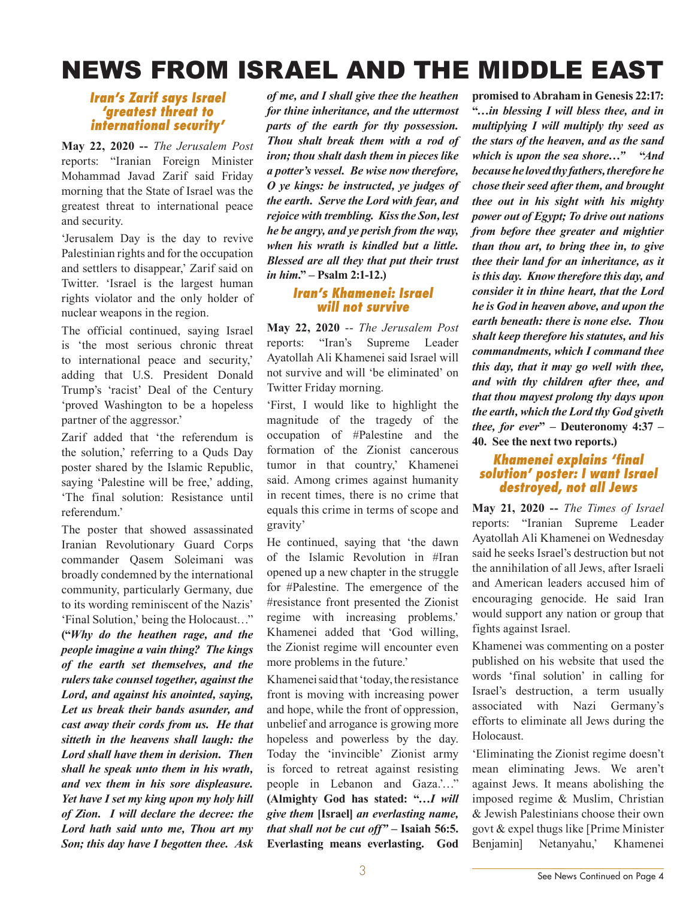# NEWS FROM ISRAEL AND THE MIDDLE EAST

### Iran's Zarif says Israel 'greatest threat to international security'

**May 22, 2020 --** *The Jerusalem Post* reports: "Iranian Foreign Minister Mohammad Javad Zarif said Friday morning that the State of Israel was the greatest threat to international peace and security.

'Jerusalem Day is the day to revive Palestinian rights and for the occupation and settlers to disappear,' Zarif said on Twitter. 'Israel is the largest human rights violator and the only holder of nuclear weapons in the region.

The official continued, saying Israel is 'the most serious chronic threat to international peace and security,' adding that U.S. President Donald Trump's 'racist' Deal of the Century 'proved Washington to be a hopeless partner of the aggressor.'

Zarif added that 'the referendum is the solution,' referring to a Quds Day poster shared by the Islamic Republic, saying 'Palestine will be free,' adding, 'The final solution: Resistance until referendum.'

The poster that showed assassinated Iranian Revolutionary Guard Corps commander Qasem Soleimani was broadly condemned by the international community, particularly Germany, due to its wording reminiscent of the Nazis' 'Final Solution,' being the Holocaust…" **("*Why do the heathen rage, and the people imagine a vain thing? The kings of the earth set themselves, and the rulers take counsel together, against the Lord, and against his anointed, saying, Let us break their bands asunder, and cast away their cords from us. He that sitteth in the heavens shall laugh: the Lord shall have them in derision. Then shall he speak unto them in his wrath, and vex them in his sore displeasure. Yet have I set my king upon my holy hill of Zion. I will declare the decree: the Lord hath said unto me, Thou art my Son; this day have I begotten thee. Ask of me, and I shall give thee the heathen for thine inheritance, and the uttermost parts of the earth for thy possession. Thou shalt break them with a rod of iron; thou shalt dash them in pieces like a potter's vessel. Be wise now therefore, O ye kings: be instructed, ye judges of the earth. Serve the Lord with fear, and rejoice with trembling. Kiss the Son, lest he be angry, and ye perish from the way, when his wrath is kindled but a little. Blessed are all they that put their trust in him.*" – Psalm 2:1-12.)**

### Iran's Khamenei: Israel will not survive

**May 22, 2020** -- *The Jerusalem Post* reports: "Iran's Supreme Leader Ayatollah Ali Khamenei said Israel will not survive and will 'be eliminated' on Twitter Friday morning.

'First, I would like to highlight the magnitude of the tragedy of the occupation of #Palestine and the formation of the Zionist cancerous tumor in that country,' Khamenei said. Among crimes against humanity in recent times, there is no crime that equals this crime in terms of scope and gravity'

He continued, saying that 'the dawn of the Islamic Revolution in #Iran opened up a new chapter in the struggle for #Palestine. The emergence of the #resistance front presented the Zionist regime with increasing problems.' Khamenei added that 'God willing, the Zionist regime will encounter even more problems in the future.'

Khamenei said that 'today, the resistance front is moving with increasing power and hope, while the front of oppression, unbelief and arrogance is growing more hopeless and powerless by the day. Today the 'invincible' Zionist army is forced to retreat against resisting people in Lebanon and Gaza.'…" **(Almighty God has stated: "*…I will give them* [Israel] *an everlasting name, that shall not be cut off*" – Isaiah 56:5. Everlasting means everlasting. God promised to Abraham in Genesis 22:17: "*…in blessing I will bless thee, and in multiplying I will multiply thy seed as the stars of the heaven, and as the sand which is upon the sea shore…*" "*And because he loved thy fathers, therefore he chose their seed after them, and brought thee out in his sight with his mighty power out of Egypt; To drive out nations from before thee greater and mightier than thou art, to bring thee in, to give thee their land for an inheritance, as it is this day. Know therefore this day, and consider it in thine heart, that the Lord he is God in heaven above, and upon the earth beneath: there is none else. Thou shalt keep therefore his statutes, and his commandments, which I command thee this day, that it may go well with thee, and with thy children after thee, and that thou mayest prolong thy days upon the earth, which the Lord thy God giveth thee, for ever*" – Deuteronomy 4:37 – 40. See the next two reports.)**

### Khamenei explains 'final solution' poster: I want Israel destroyed, not all Jews

**May 21, 2020 --** *The Times of Israel* reports: "Iranian Supreme Leader Ayatollah Ali Khamenei on Wednesday said he seeks Israel's destruction but not the annihilation of all Jews, after Israeli and American leaders accused him of encouraging genocide. He said Iran would support any nation or group that fights against Israel.

Khamenei was commenting on a poster published on his website that used the words 'final solution' in calling for Israel's destruction, a term usually associated with Nazi Germany's efforts to eliminate all Jews during the Holocaust.

'Eliminating the Zionist regime doesn't mean eliminating Jews. We aren't against Jews. It means abolishing the imposed regime & Muslim, Christian & Jewish Palestinians choose their own govt & expel thugs like [Prime Minister Benjamin] Netanyahu,' Khamenei

See News Continued on Page 4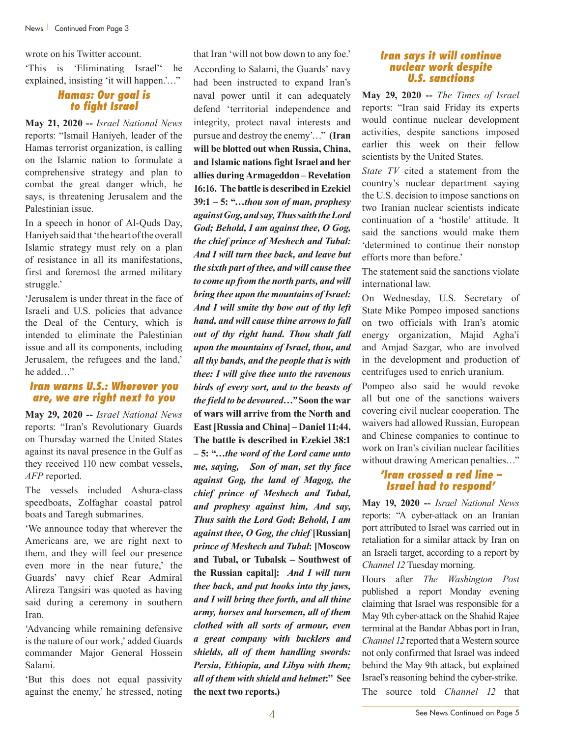wrote on his Twitter account.

'This is 'Eliminating Israel'' he explained, insisting 'it will happen.'…"

### Hamas: Our goal is to fight Israel

**May 21, 2020 --** *Israel National News* reports: "Ismail Haniyeh, leader of the Hamas terrorist organization, is calling on the Islamic nation to formulate a comprehensive strategy and plan to combat the great danger which, he says, is threatening Jerusalem and the Palestinian issue.

In a speech in honor of Al-Quds Day, Haniyeh said that 'the heart of the overall Islamic strategy must rely on a plan of resistance in all its manifestations, first and foremost the armed military struggle.'

'Jerusalem is under threat in the face of Israeli and U.S. policies that advance the Deal of the Century, which is intended to eliminate the Palestinian issue and all its components, including Jerusalem, the refugees and the land,' he added…"

### Iran warns U.S.: Wherever you are, we are right next to you

**May 29, 2020 --** *Israel National News* reports: "Iran's Revolutionary Guards on Thursday warned the United States against its naval presence in the Gulf as they received 110 new combat vessels, *AFP* reported.

The vessels included Ashura-class speedboats, Zolfaghar coastal patrol boats and Taregh submarines.

'We announce today that wherever the Americans are, we are right next to them, and they will feel our presence even more in the near future,' the Guards' navy chief Rear Admiral Alireza Tangsiri was quoted as having said during a ceremony in southern Iran.

'Advancing while remaining defensive is the nature of our work,' added Guards commander Major General Hossein Salami.

'But this does not equal passivity against the enemy,' he stressed, noting that Iran 'will not bow down to any foe.'

According to Salami, the Guards' navy had been instructed to expand Iran's naval power until it can adequately defend 'territorial independence and integrity, protect naval interests and pursue and destroy the enemy'…" **(Iran will be blotted out when Russia, China, and Islamic nations fight Israel and her allies during Armageddon – Revelation 16:16. The battle is described in Ezekiel 39:1 – 5: "*…thou son of man, prophesy against Gog, and say, Thus saith the Lord God; Behold, I am against thee, O Gog, the chief prince of Meshech and Tubal: And I will turn thee back, and leave but the sixth part of thee, and will cause thee to come up from the north parts, and will bring thee upon the mountains of Israel: And I will smite thy bow out of thy left hand, and will cause thine arrows to fall out of thy right hand. Thou shalt fall upon the mountains of Israel, thou, and all thy bands, and the people that is with thee: I will give thee unto the ravenous birds of every sort, and to the beasts of the field to be devoured…*" Soon the war of wars will arrive from the North and East [Russia and China] – Daniel 11:44. The battle is described in Ezekiel 38:1 – 5: "*…the word of the Lord came unto me, saying, Son of man, set thy face against Gog, the land of Magog, the chief prince of Meshech and Tubal, and prophesy against him, And say, Thus saith the Lord God; Behold, I am against thee, O Gog, the chief* [Russian] *prince of Meshech and Tubal*: [Moscow and Tubal, or Tubalsk – Southwest of the Russian capital]: *And I will turn thee back, and put hooks into thy jaws, and I will bring thee forth, and all thine army, horses and horsemen, all of them clothed with all sorts of armour, even a great company with bucklers and shields, all of them handling swords: Persia, Ethiopia, and Libya with them; all of them with shield and helmet*:" See the next two reports.)**

### Iran says it will continue nuclear work despite U.S. sanctions

**May 29, 2020 --** *The Times of Israel* reports: "Iran said Friday its experts would continue nuclear development activities, despite sanctions imposed earlier this week on their fellow scientists by the United States.

*State TV* cited a statement from the country's nuclear department saying the U.S. decision to impose sanctions on two Iranian nuclear scientists indicate continuation of a 'hostile' attitude. It said the sanctions would make them 'determined to continue their nonstop efforts more than before.'

The statement said the sanctions violate international law.

On Wednesday, U.S. Secretary of State Mike Pompeo imposed sanctions on two officials with Iran's atomic energy organization, Majid Agha'i and Amjad Sazgar, who are involved in the development and production of centrifuges used to enrich uranium.

Pompeo also said he would revoke all but one of the sanctions waivers covering civil nuclear cooperation. The waivers had allowed Russian, European and Chinese companies to continue to work on Iran's civilian nuclear facilities without drawing American penalties…"

### 'Iran crossed a red line – Israel had to respond'

**May 19, 2020 --** *Israel National News* reports: "A cyber-attack on an Iranian port attributed to Israel was carried out in retaliation for a similar attack by Iran on an Israeli target, according to a report by *Channel 12* Tuesday morning.

Hours after *The Washington Post* published a report Monday evening claiming that Israel was responsible for a May 9th cyber-attack on the Shahid Rajee terminal at the Bandar Abbas port in Iran, *Channel 12* reported that a Western source not only confirmed that Israel was indeed behind the May 9th attack, but explained Israel's reasoning behind the cyber-strike.

The source told *Channel 12* that

See News Continued on Page 5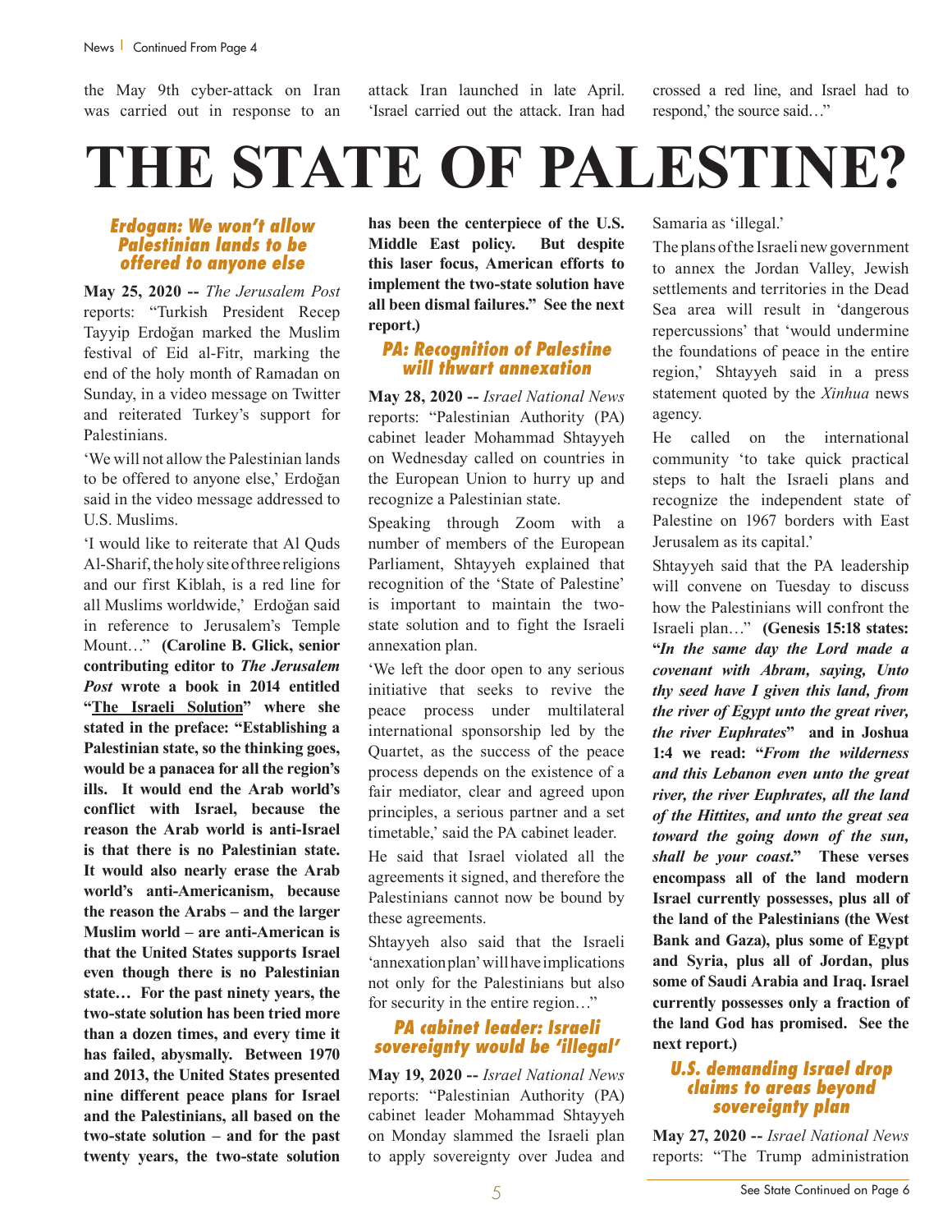the May 9th cyber-attack on Iran was carried out in response to an attack Iran launched in late April. 'Israel carried out the attack. Iran had crossed a red line, and Israel had to respond,' the source said…"

# THE STATE OF PALESTINE?

### Erdogan: We won't allow Palestinian lands to be offered to anyone else

**May 25, 2020 --** *The Jerusalem Post* reports: "Turkish President Recep Tayyip Erdoğan marked the Muslim festival of Eid al-Fitr, marking the end of the holy month of Ramadan on Sunday, in a video message on Twitter and reiterated Turkey's support for Palestinians.

'We will not allow the Palestinian lands to be offered to anyone else,' Erdoğan said in the video message addressed to U.S. Muslims.

'I would like to reiterate that Al Quds Al-Sharif, the holy site of three religions and our first Kiblah, is a red line for all Muslims worldwide,' Erdoğan said in reference to Jerusalem's Temple Mount…" **(Caroline B. Glick, senior contributing editor to *The Jerusalem Post* wrote a book in 2014 entitled "The Israeli Solution" where she stated in the preface: "Establishing a Palestinian state, so the thinking goes, would be a panacea for all the region's ills. It would end the Arab world's conflict with Israel, because the reason the Arab world is anti-Israel is that there is no Palestinian state. It would also nearly erase the Arab world's anti-Americanism, because the reason the Arabs – and the larger Muslim world – are anti-American is that the United States supports Israel even though there is no Palestinian state… For the past ninety years, the two-state solution has been tried more than a dozen times, and every time it has failed, abysmally. Between 1970 and 2013, the United States presented nine different peace plans for Israel and the Palestinians, all based on the two-state solution – and for the past twenty years, the two-state solution has been the centerpiece of the U.S. Middle East policy. But despite this laser focus, American efforts to implement the two-state solution have all been dismal failures." See the next report.)**

### PA: Recognition of Palestine will thwart annexation

**May 28, 2020 --** *Israel National News* reports: "Palestinian Authority (PA) cabinet leader Mohammad Shtayyeh on Wednesday called on countries in the European Union to hurry up and recognize a Palestinian state.

Speaking through Zoom with a number of members of the European Parliament, Shtayyeh explained that recognition of the 'State of Palestine' is important to maintain the two-state solution and to fight the Israeli annexation plan.

'We left the door open to any serious initiative that seeks to revive the peace process under multilateral international sponsorship led by the Quartet, as the success of the peace process depends on the existence of a fair mediator, clear and agreed upon principles, a serious partner and a set timetable,' said the PA cabinet leader.

He said that Israel violated all the agreements it signed, and therefore the Palestinians cannot now be bound by these agreements.

Shtayyeh also said that the Israeli 'annexation plan' will have implications not only for the Palestinians but also for security in the entire region…"

### PA cabinet leader: Israeli sovereignty would be 'illegal'

**May 19, 2020 --** *Israel National News* reports: "Palestinian Authority (PA) cabinet leader Mohammad Shtayyeh on Monday slammed the Israeli plan to apply sovereignty over Judea and Samaria as 'illegal.'

The plans of the Israeli new government to annex the Jordan Valley, Jewish settlements and territories in the Dead Sea area will result in 'dangerous repercussions' that 'would undermine the foundations of peace in the entire region,' Shtayyeh said in a press statement quoted by the *Xinhua* news agency.

He called on the international community 'to take quick practical steps to halt the Israeli plans and recognize the independent state of Palestine on 1967 borders with East Jerusalem as its capital.'

Shtayyeh said that the PA leadership will convene on Tuesday to discuss how the Palestinians will confront the Israeli plan…" **(Genesis 15:18 states: "*In the same day the Lord made a covenant with Abram, saying, Unto thy seed have I given this land, from the river of Egypt unto the great river, the river Euphrates*" and in Joshua 1:4 we read: "*From the wilderness and this Lebanon even unto the great river, the river Euphrates, all the land of the Hittites, and unto the great sea toward the going down of the sun, shall be your coast.*" These verses encompass all of the land modern Israel currently possesses, plus all of the land of the Palestinians (the West Bank and Gaza), plus some of Egypt and Syria, plus all of Jordan, plus some of Saudi Arabia and Iraq. Israel currently possesses only a fraction of the land God has promised. See the next report.)**

### U.S. demanding Israel drop claims to areas beyond sovereignty plan

**May 27, 2020 --** *Israel National News* reports: "The Trump administration

See State Continued on Page 6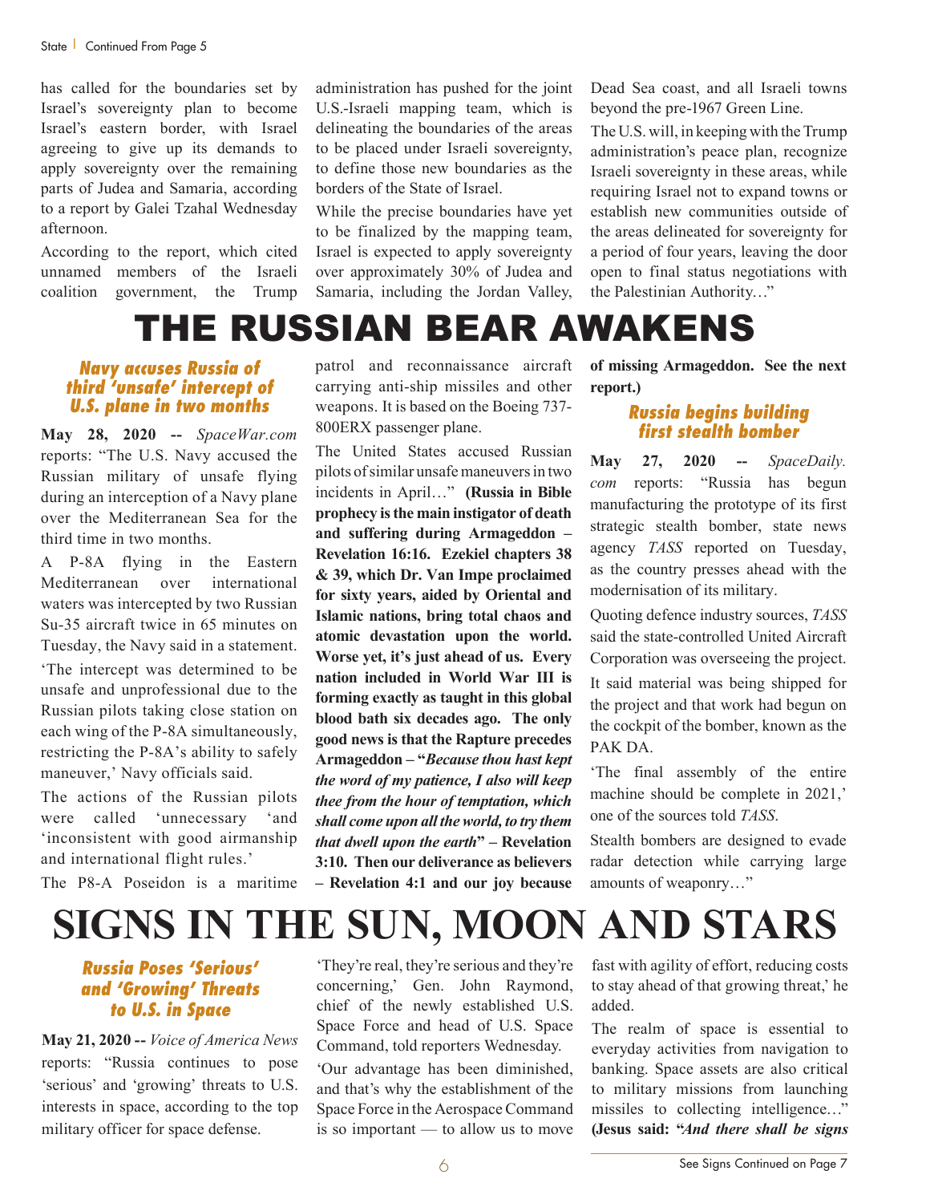has called for the boundaries set by Israel's sovereignty plan to become Israel's eastern border, with Israel agreeing to give up its demands to apply sovereignty over the remaining parts of Judea and Samaria, according to a report by Galei Tzahal Wednesday afternoon.

According to the report, which cited unnamed members of the Israeli coalition government, the Trump administration has pushed for the joint U.S.-Israeli mapping team, which is delineating the boundaries of the areas to be placed under Israeli sovereignty, to define those new boundaries as the borders of the State of Israel.

While the precise boundaries have yet to be finalized by the mapping team, Israel is expected to apply sovereignty over approximately 30% of Judea and Samaria, including the Jordan Valley, Dead Sea coast, and all Israeli towns beyond the pre-1967 Green Line.

The U.S. will, in keeping with the Trump administration's peace plan, recognize Israeli sovereignty in these areas, while requiring Israel not to expand towns or establish new communities outside of the areas delineated for sovereignty for a period of four years, leaving the door open to final status negotiations with the Palestinian Authority…"

# THE RUSSIAN BEAR AWAKENS

### Navy accuses Russia of third 'unsafe' intercept of U.S. plane in two months

**May 28, 2020 --** *SpaceWar.com* reports: "The U.S. Navy accused the Russian military of unsafe flying during an interception of a Navy plane over the Mediterranean Sea for the third time in two months.

A P-8A flying in the Eastern Mediterranean over international waters was intercepted by two Russian Su-35 aircraft twice in 65 minutes on Tuesday, the Navy said in a statement.

'The intercept was determined to be unsafe and unprofessional due to the Russian pilots taking close station on each wing of the P-8A simultaneously, restricting the P-8A's ability to safely maneuver,' Navy officials said.

The actions of the Russian pilots were called 'unnecessary 'and 'inconsistent with good airmanship and international flight rules.'

The P8-A Poseidon is a maritime patrol and reconnaissance aircraft carrying anti-ship missiles and other weapons. It is based on the Boeing 737-800ERX passenger plane.

The United States accused Russian pilots of similar unsafe maneuvers in two incidents in April…" **(Russia in Bible prophecy is the main instigator of death and suffering during Armageddon – Revelation 16:16. Ezekiel chapters 38 & 39, which Dr. Van Impe proclaimed for sixty years, aided by Oriental and Islamic nations, bring total chaos and atomic devastation upon the world. Worse yet, it's just ahead of us. Every nation included in World War III is forming exactly as taught in this global blood bath six decades ago. The only good news is that the Rapture precedes Armageddon – "*Because thou hast kept the word of my patience, I also will keep thee from the hour of temptation, which shall come upon all the world, to try them that dwell upon the earth*" – Revelation 3:10. Then our deliverance as believers – Revelation 4:1 and our joy because of missing Armageddon. See the next report.)**

### Russia begins building first stealth bomber

**May 27, 2020 --** *SpaceDaily.com* reports: "Russia has begun manufacturing the prototype of its first strategic stealth bomber, state news agency *TASS* reported on Tuesday, as the country presses ahead with the modernisation of its military.

Quoting defence industry sources, *TASS* said the state-controlled United Aircraft Corporation was overseeing the project.

It said material was being shipped for the project and that work had begun on the cockpit of the bomber, known as the PAK DA.

'The final assembly of the entire machine should be complete in 2021,' one of the sources told *TASS*.

Stealth bombers are designed to evade radar detection while carrying large amounts of weaponry…"

# SIGNS IN THE SUN, MOON AND STARS

### Russia Poses 'Serious' and 'Growing' Threats to U.S. in Space

**May 21, 2020 --** *Voice of America News* reports: "Russia continues to pose 'serious' and 'growing' threats to U.S. interests in space, according to the top military officer for space defense.

'They're real, they're serious and they're concerning,' Gen. John Raymond, chief of the newly established U.S. Space Force and head of U.S. Space Command, told reporters Wednesday.

'Our advantage has been diminished, and that's why the establishment of the Space Force in the Aerospace Command is so important — to allow us to move fast with agility of effort, reducing costs to stay ahead of that growing threat,' he added.

The realm of space is essential to everyday activities from navigation to banking. Space assets are also critical to military missions from launching missiles to collecting intelligence…" **(Jesus said: "*And there shall be signs***

See Signs Continued on Page 7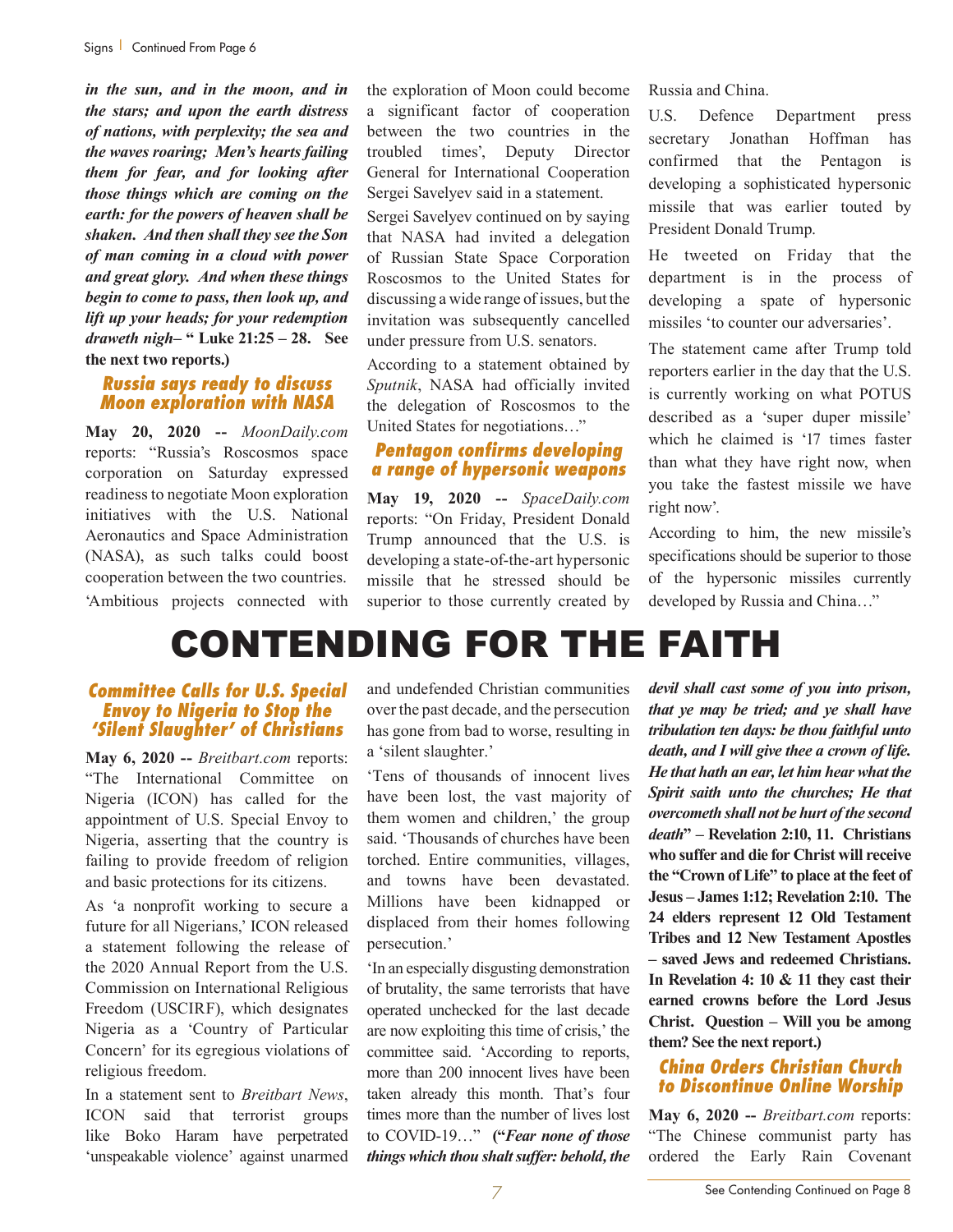***in the sun, and in the moon, and in the stars; and upon the earth distress of nations, with perplexity; the sea and the waves roaring; Men's hearts failing them for fear, and for looking after those things which are coming on the earth: for the powers of heaven shall be shaken. And then shall they see the Son of man coming in a cloud with power and great glory. And when these things begin to come to pass, then look up, and lift up your heads; for your redemption draweth nigh*– " Luke 21:25 – 28. See the next two reports.)**

### Russia says ready to discuss Moon exploration with NASA

**May 20, 2020 --** *MoonDaily.com* reports: "Russia's Roscosmos space corporation on Saturday expressed readiness to negotiate Moon exploration initiatives with the U.S. National Aeronautics and Space Administration (NASA), as such talks could boost cooperation between the two countries.

'Ambitious projects connected with the exploration of Moon could become a significant factor of cooperation between the two countries in the troubled times', Deputy Director General for International Cooperation Sergei Savelyev said in a statement.

Sergei Savelyev continued on by saying that NASA had invited a delegation of Russian State Space Corporation Roscosmos to the United States for discussing a wide range of issues, but the invitation was subsequently cancelled under pressure from U.S. senators.

According to a statement obtained by *Sputnik*, NASA had officially invited the delegation of Roscosmos to the United States for negotiations…"

### Pentagon confirms developing a range of hypersonic weapons

**May 19, 2020 --** *SpaceDaily.com* reports: "On Friday, President Donald Trump announced that the U.S. is developing a state-of-the-art hypersonic missile that he stressed should be superior to those currently created by Russia and China.

U.S. Defence Department press secretary Jonathan Hoffman has confirmed that the Pentagon is developing a sophisticated hypersonic missile that was earlier touted by President Donald Trump.

He tweeted on Friday that the department is in the process of developing a spate of hypersonic missiles 'to counter our adversaries'.

The statement came after Trump told reporters earlier in the day that the U.S. is currently working on what POTUS described as a 'super duper missile' which he claimed is '17 times faster than what they have right now, when you take the fastest missile we have right now'.

According to him, the new missile's specifications should be superior to those of the hypersonic missiles currently developed by Russia and China…"

# CONTENDING FOR THE FAITH

### Committee Calls for U.S. Special Envoy to Nigeria to Stop the 'Silent Slaughter' of Christians

**May 6, 2020 --** *Breitbart.com* reports: "The International Committee on Nigeria (ICON) has called for the appointment of U.S. Special Envoy to Nigeria, asserting that the country is failing to provide freedom of religion and basic protections for its citizens.

As 'a nonprofit working to secure a future for all Nigerians,' ICON released a statement following the release of the 2020 Annual Report from the U.S. Commission on International Religious Freedom (USCIRF), which designates Nigeria as a 'Country of Particular Concern' for its egregious violations of religious freedom.

In a statement sent to *Breitbart News*, ICON said that terrorist groups like Boko Haram have perpetrated 'unspeakable violence' against unarmed and undefended Christian communities over the past decade, and the persecution has gone from bad to worse, resulting in a 'silent slaughter.'

'Tens of thousands of innocent lives have been lost, the vast majority of them women and children,' the group said. 'Thousands of churches have been torched. Entire communities, villages, and towns have been devastated. Millions have been kidnapped or displaced from their homes following persecution.'

'In an especially disgusting demonstration of brutality, the same terrorists that have operated unchecked for the last decade are now exploiting this time of crisis,' the committee said. 'According to reports, more than 200 innocent lives have been taken already this month. That's four times more than the number of lives lost to COVID-19…" **("*Fear none of those things which thou shalt suffer: behold, the devil shall cast some of you into prison, that ye may be tried; and ye shall have tribulation ten days: be thou faithful unto death, and I will give thee a crown of life. He that hath an ear, let him hear what the Spirit saith unto the churches; He that overcometh shall not be hurt of the second death*" – Revelation 2:10, 11. Christians who suffer and die for Christ will receive the "Crown of Life" to place at the feet of Jesus – James 1:12; Revelation 2:10. The 24 elders represent 12 Old Testament Tribes and 12 New Testament Apostles – saved Jews and redeemed Christians. In Revelation 4: 10 & 11 they cast their earned crowns before the Lord Jesus Christ. Question – Will you be among them? See the next report.)**

### China Orders Christian Church to Discontinue Online Worship

**May 6, 2020 --** *Breitbart.com* reports: "The Chinese communist party has ordered the Early Rain Covenant

See Contending Continued on Page 8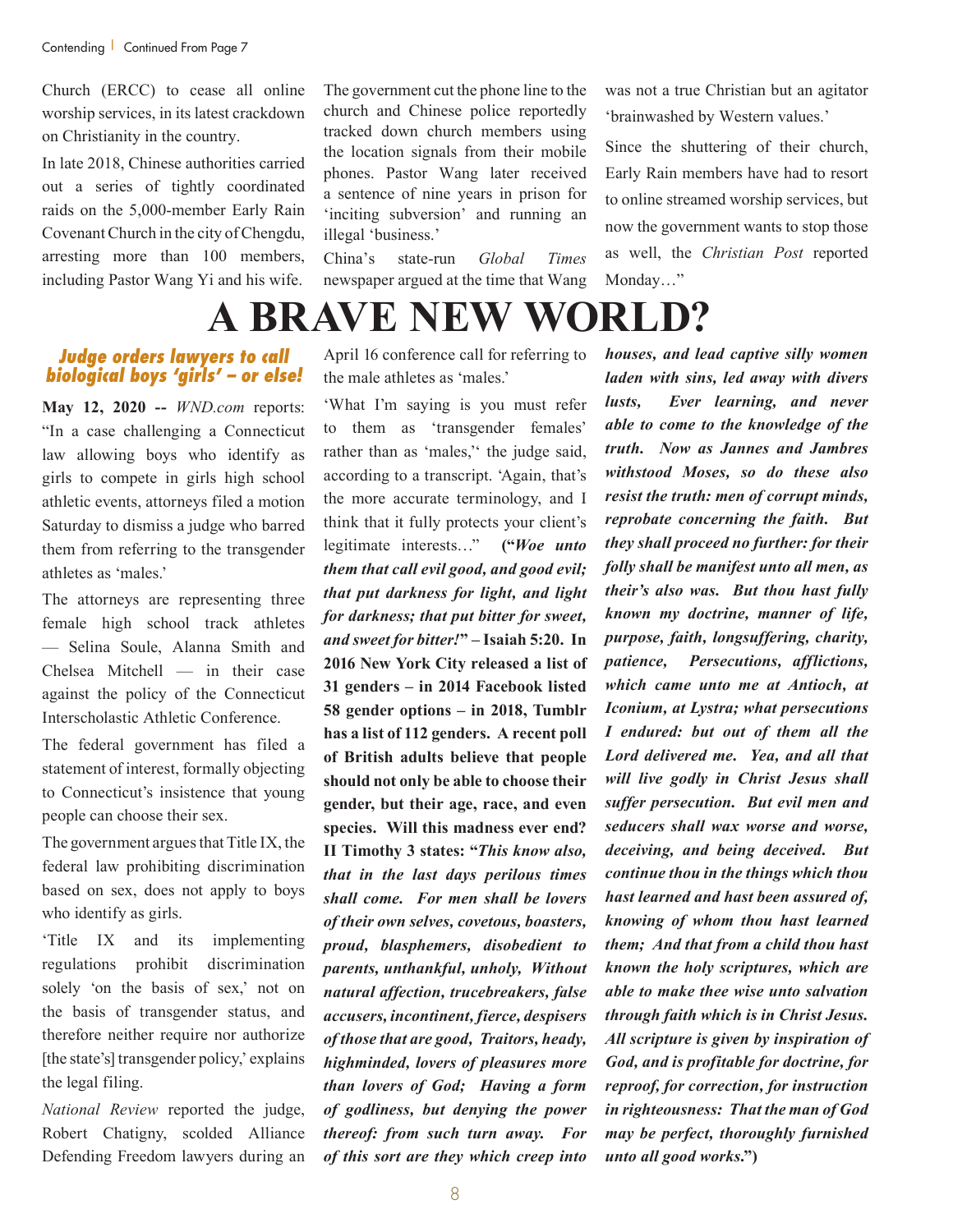Church (ERCC) to cease all online worship services, in its latest crackdown on Christianity in the country.

In late 2018, Chinese authorities carried out a series of tightly coordinated raids on the 5,000-member Early Rain Covenant Church in the city of Chengdu, arresting more than 100 members, including Pastor Wang Yi and his wife. The government cut the phone line to the church and Chinese police reportedly tracked down church members using the location signals from their mobile phones. Pastor Wang later received a sentence of nine years in prison for 'inciting subversion' and running an illegal 'business.'

China's state-run *Global Times* newspaper argued at the time that Wang was not a true Christian but an agitator 'brainwashed by Western values.'

Since the shuttering of their church, Early Rain members have had to resort to online streamed worship services, but now the government wants to stop those as well, the *Christian Post* reported Monday…"

# A BRAVE NEW WORLD?

### *Judge orders lawyers to call biological boys 'girls' – or else!*

**May 12, 2020 --** *WND.com* reports: "In a case challenging a Connecticut law allowing boys who identify as girls to compete in girls high school athletic events, attorneys filed a motion Saturday to dismiss a judge who barred them from referring to the transgender athletes as 'males.'

The attorneys are representing three female high school track athletes — Selina Soule, Alanna Smith and Chelsea Mitchell — in their case against the policy of the Connecticut Interscholastic Athletic Conference.

The federal government has filed a statement of interest, formally objecting to Connecticut's insistence that young people can choose their sex.

The government argues that Title IX, the federal law prohibiting discrimination based on sex, does not apply to boys who identify as girls.

'Title IX and its implementing regulations prohibit discrimination solely 'on the basis of sex,' not on the basis of transgender status, and therefore neither require nor authorize [the state's] transgender policy,' explains the legal filing.

*National Review* reported the judge, Robert Chatigny, scolded Alliance Defending Freedom lawyers during an April 16 conference call for referring to the male athletes as 'males.'

'What I'm saying is you must refer to them as 'transgender females' rather than as 'males,'' the judge said, according to a transcript. 'Again, that's the more accurate terminology, and I think that it fully protects your client's legitimate interests…" **("*Woe unto them that call evil good, and good evil; that put darkness for light, and light for darkness; that put bitter for sweet, and sweet for bitter!*" – Isaiah 5:20. In 2016 New York City released a list of 31 genders – in 2014 Facebook listed 58 gender options – in 2018, Tumblr has a list of 112 genders. A recent poll of British adults believe that people should not only be able to choose their gender, but their age, race, and even species. Will this madness ever end? II Timothy 3 states: "*This know also, that in the last days perilous times shall come. For men shall be lovers of their own selves, covetous, boasters, proud, blasphemers, disobedient to parents, unthankful, unholy, Without natural affection, trucebreakers, false accusers, incontinent, fierce, despisers of those that are good, Traitors, heady, highminded, lovers of pleasures more than lovers of God; Having a form of godliness, but denying the power thereof: from such turn away. For of this sort are they which creep into houses, and lead captive silly women laden with sins, led away with divers lusts, Ever learning, and never able to come to the knowledge of the truth. Now as Jannes and Jambres withstood Moses, so do these also resist the truth: men of corrupt minds, reprobate concerning the faith. But they shall proceed no further: for their folly shall be manifest unto all men, as their's also was. But thou hast fully known my doctrine, manner of life, purpose, faith, longsuffering, charity, patience, Persecutions, afflictions, which came unto me at Antioch, at Iconium, at Lystra; what persecutions I endured: but out of them all the Lord delivered me. Yea, and all that will live godly in Christ Jesus shall suffer persecution. But evil men and seducers shall wax worse and worse, deceiving, and being deceived. But continue thou in the things which thou hast learned and hast been assured of, knowing of whom thou hast learned them; And that from a child thou hast known the holy scriptures, which are able to make thee wise unto salvation through faith which is in Christ Jesus. All scripture is given by inspiration of God, and is profitable for doctrine, for reproof, for correction, for instruction in righteousness: That the man of God may be perfect, thoroughly furnished unto all good works.*")**